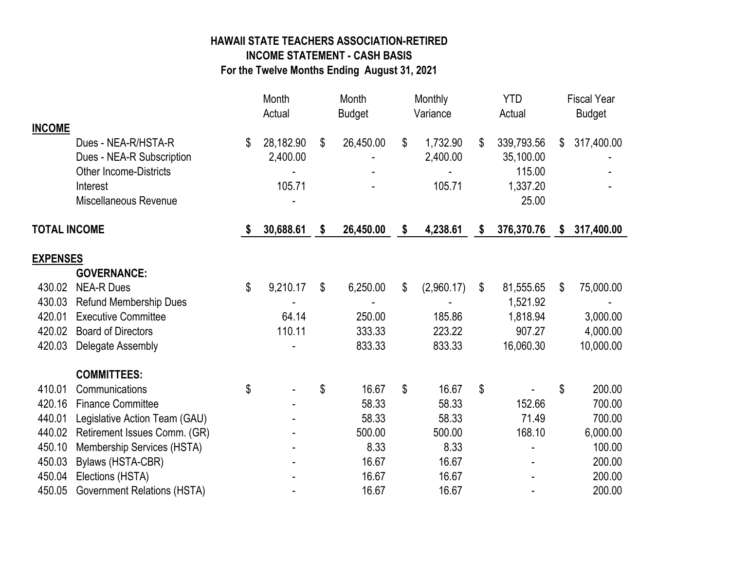**HAWAII STATE TEACHERS ASSOCIATION-RETIRED**
**INCOME STATEMENT - CASH BASIS**
**For the Twelve Months Ending August 31, 2021**

| | | Month Actual | Month Budget | Monthly Variance | YTD Actual | Fiscal Year Budget |
|---|---|---|---|---|---|---|
| **INCOME** | | | | | | |
| | Dues - NEA-R/HSTA-R | $ 28,182.90 | $ 26,450.00 | $ 1,732.90 | $ 339,793.56 | $ 317,400.00 |
| | Dues - NEA-R Subscription | 2,400.00 | - | 2,400.00 | 35,100.00 | - |
| | Other Income-Districts | - | - | - | 115.00 | - |
| | Interest | 105.71 | - | 105.71 | 1,337.20 | - |
| | Miscellaneous Revenue | - | | | 25.00 | |
| **TOTAL INCOME** | | **$ 30,688.61** | **$ 26,450.00** | **$ 4,238.61** | **$ 376,370.76** | **$ 317,400.00** |
| **EXPENSES** | | | | | | |
| | **GOVERNANCE:** | | | | | |
| 430.02 | NEA-R Dues | $ 9,210.17 | $ 6,250.00 | $ (2,960.17) | $ 81,555.65 | $ 75,000.00 |
| 430.03 | Refund Membership Dues | - | - | - | 1,521.92 | - |
| 420.01 | Executive Committee | 64.14 | 250.00 | 185.86 | 1,818.94 | 3,000.00 |
| 420.02 | Board of Directors | 110.11 | 333.33 | 223.22 | 907.27 | 4,000.00 |
| 420.03 | Delegate Assembly | - | 833.33 | 833.33 | 16,060.30 | 10,000.00 |
| | **COMMITTEES:** | | | | | |
| 410.01 | Communications | $ - | $ 16.67 | $ 16.67 | $ - | $ 200.00 |
| 420.16 | Finance Committee | - | 58.33 | 58.33 | 152.66 | 700.00 |
| 440.01 | Legislative Action Team (GAU) | - | 58.33 | 58.33 | 71.49 | 700.00 |
| 440.02 | Retirement Issues Comm. (GR) | - | 500.00 | 500.00 | 168.10 | 6,000.00 |
| 450.10 | Membership Services (HSTA) | - | 8.33 | 8.33 | - | 100.00 |
| 450.03 | Bylaws (HSTA-CBR) | - | 16.67 | 16.67 | - | 200.00 |
| 450.04 | Elections (HSTA) | - | 16.67 | 16.67 | - | 200.00 |
| 450.05 | Government Relations (HSTA) | - | 16.67 | 16.67 | - | 200.00 |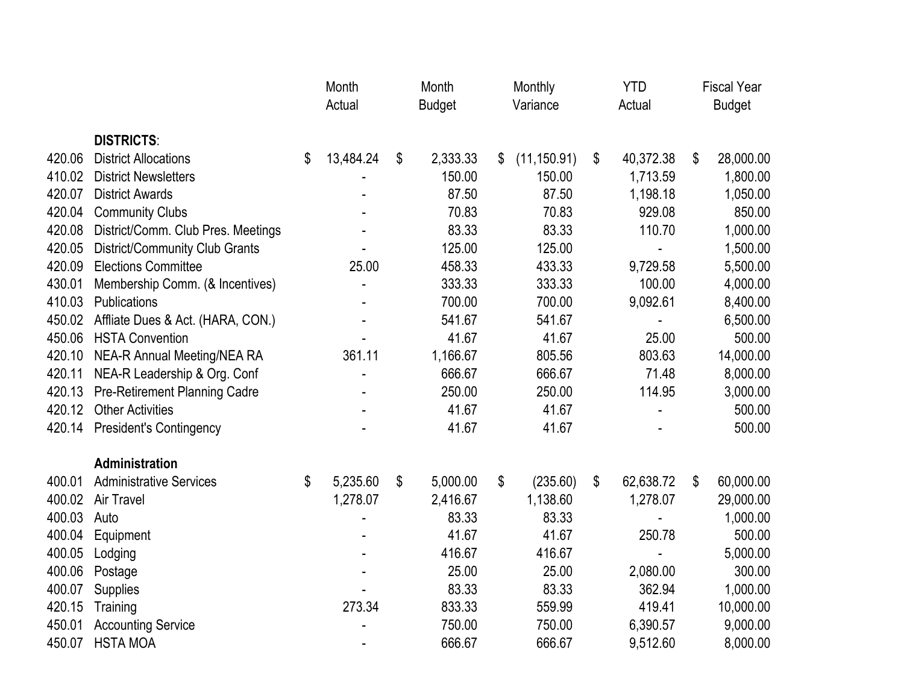| | | Month Actual | Month Budget | Monthly Variance | YTD Actual | Fiscal Year Budget |
|---|---|---|---|---|---|---|
| | **DISTRICTS**: | | | | | |
| 420.06 | District Allocations | $ 13,484.24 | $ 2,333.33 | $ (11,150.91) | $ 40,372.38 | $ 28,000.00 |
| 410.02 | District Newsletters | - | 150.00 | 150.00 | 1,713.59 | 1,800.00 |
| 420.07 | District Awards | - | 87.50 | 87.50 | 1,198.18 | 1,050.00 |
| 420.04 | Community Clubs | - | 70.83 | 70.83 | 929.08 | 850.00 |
| 420.08 | District/Comm. Club Pres. Meetings | - | 83.33 | 83.33 | 110.70 | 1,000.00 |
| 420.05 | District/Community Club Grants | - | 125.00 | 125.00 | - | 1,500.00 |
| 420.09 | Elections Committee | 25.00 | 458.33 | 433.33 | 9,729.58 | 5,500.00 |
| 430.01 | Membership Comm. (& Incentives) | - | 333.33 | 333.33 | 100.00 | 4,000.00 |
| 410.03 | Publications | - | 700.00 | 700.00 | 9,092.61 | 8,400.00 |
| 450.02 | Affliate Dues & Act. (HARA, CON.) | - | 541.67 | 541.67 | - | 6,500.00 |
| 450.06 | HSTA Convention | - | 41.67 | 41.67 | 25.00 | 500.00 |
| 420.10 | NEA-R Annual Meeting/NEA RA | 361.11 | 1,166.67 | 805.56 | 803.63 | 14,000.00 |
| 420.11 | NEA-R Leadership & Org. Conf | - | 666.67 | 666.67 | 71.48 | 8,000.00 |
| 420.13 | Pre-Retirement Planning Cadre | - | 250.00 | 250.00 | 114.95 | 3,000.00 |
| 420.12 | Other Activities | - | 41.67 | 41.67 | - | 500.00 |
| 420.14 | President's Contingency | - | 41.67 | 41.67 | - | 500.00 |
| | **Administration** | | | | | |
| 400.01 | Administrative Services | $ 5,235.60 | $ 5,000.00 | $ (235.60) | $ 62,638.72 | $ 60,000.00 |
| 400.02 | Air Travel | 1,278.07 | 2,416.67 | 1,138.60 | 1,278.07 | 29,000.00 |
| 400.03 | Auto | - | 83.33 | 83.33 | - | 1,000.00 |
| 400.04 | Equipment | - | 41.67 | 41.67 | 250.78 | 500.00 |
| 400.05 | Lodging | - | 416.67 | 416.67 | - | 5,000.00 |
| 400.06 | Postage | - | 25.00 | 25.00 | 2,080.00 | 300.00 |
| 400.07 | Supplies | - | 83.33 | 83.33 | 362.94 | 1,000.00 |
| 420.15 | Training | 273.34 | 833.33 | 559.99 | 419.41 | 10,000.00 |
| 450.01 | Accounting Service | - | 750.00 | 750.00 | 6,390.57 | 9,000.00 |
| 450.07 | HSTA MOA | - | 666.67 | 666.67 | 9,512.60 | 8,000.00 |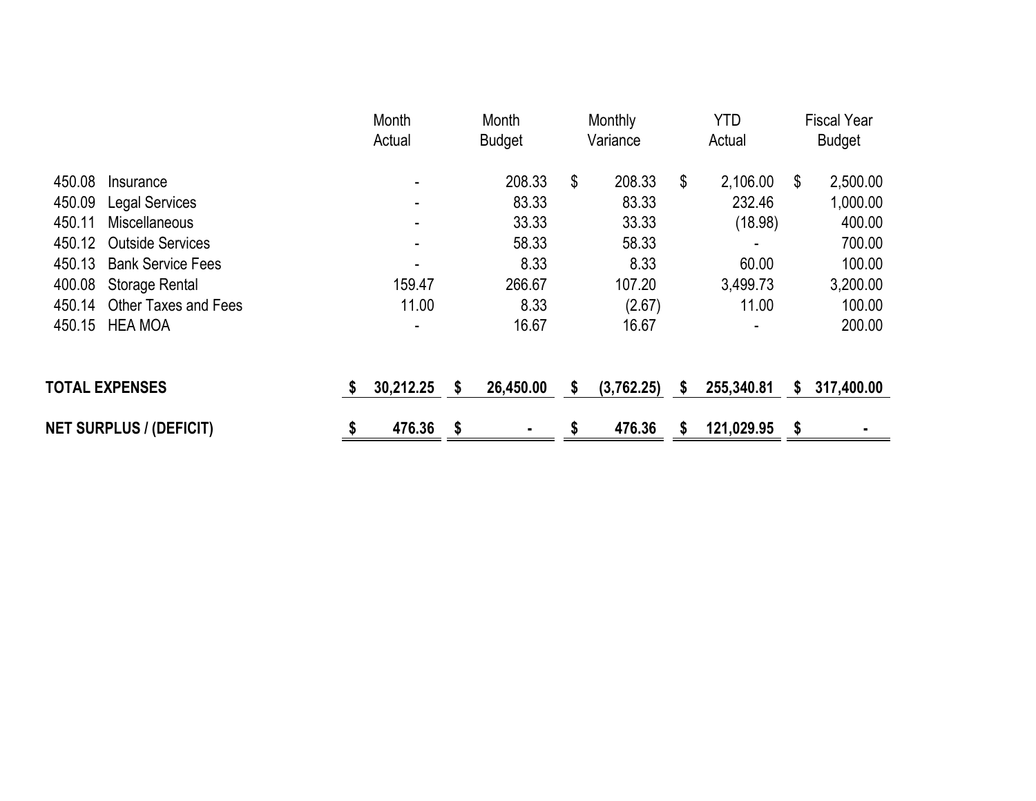| | | Month Actual | Month Budget | Monthly Variance | YTD Actual | Fiscal Year Budget |
|---|---|---|---|---|---|---|
| 450.08 | Insurance | - | 208.33 | $ 208.33 | $ 2,106.00 | $ 2,500.00 |
| 450.09 | Legal Services | - | 83.33 | 83.33 | 232.46 | 1,000.00 |
| 450.11 | Miscellaneous | - | 33.33 | 33.33 | (18.98) | 400.00 |
| 450.12 | Outside Services | - | 58.33 | 58.33 | - | 700.00 |
| 450.13 | Bank Service Fees | - | 8.33 | 8.33 | 60.00 | 100.00 |
| 400.08 | Storage Rental | 159.47 | 266.67 | 107.20 | 3,499.73 | 3,200.00 |
| 450.14 | Other Taxes and Fees | 11.00 | 8.33 | (2.67) | 11.00 | 100.00 |
| 450.15 | HEA MOA | - | 16.67 | 16.67 | - | 200.00 |
| **TOTAL EXPENSES** | | **$ 30,212.25** | **$ 26,450.00** | **$ (3,762.25)** | **$ 255,340.81** | **$ 317,400.00** |
| **NET SURPLUS / (DEFICIT)** | | **$ 476.36** | **$ -** | **$ 476.36** | **$ 121,029.95** | **$ -** |